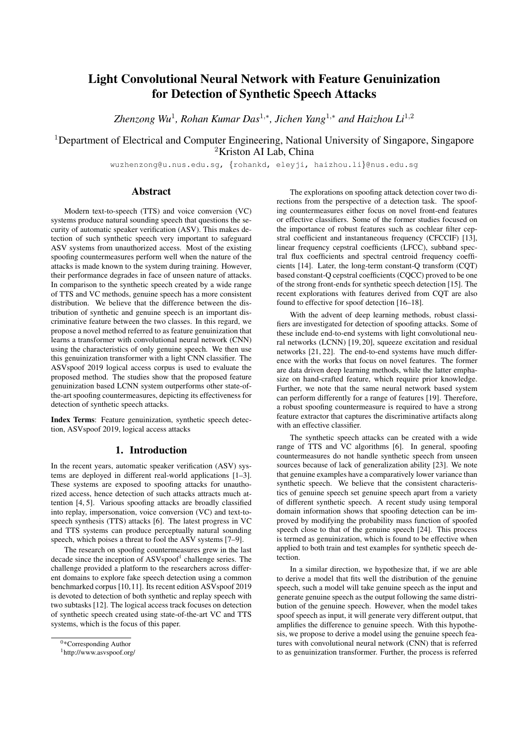# Light Convolutional Neural Network with Feature Genuinization for Detection of Synthetic Speech Attacks

*Zhenzong Wu*[1], *Rohan Kumar Das*[1,*], *Jichen Yang*[1,*] *and Haizhou Li*[1,2]

[1]Department of Electrical and Computer Engineering, National University of Singapore, Singapore
[2]Kriston AI Lab, China

wuzhenzong@u.nus.edu.sg, {rohankd, eleyji, haizhou.li}@nus.edu.sg

## Abstract

Modern text-to-speech (TTS) and voice conversion (VC) systems produce natural sounding speech that questions the security of automatic speaker verification (ASV). This makes detection of such synthetic speech very important to safeguard ASV systems from unauthorized access. Most of the existing spoofing countermeasures perform well when the nature of the attacks is made known to the system during training. However, their performance degrades in face of unseen nature of attacks. In comparison to the synthetic speech created by a wide range of TTS and VC methods, genuine speech has a more consistent distribution. We believe that the difference between the distribution of synthetic and genuine speech is an important discriminative feature between the two classes. In this regard, we propose a novel method referred to as feature genuinization that learns a transformer with convolutional neural network (CNN) using the characteristics of only genuine speech. We then use this genuinization transformer with a light CNN classifier. The ASVspoof 2019 logical access corpus is used to evaluate the proposed method. The studies show that the proposed feature genuinization based LCNN system outperforms other state-of-the-art spoofing countermeasures, depicting its effectiveness for detection of synthetic speech attacks.

**Index Terms**: Feature genuinization, synthetic speech detection, ASVspoof 2019, logical access attacks

## 1. Introduction

In the recent years, automatic speaker verification (ASV) systems are deployed in different real-world applications [1–3]. These systems are exposed to spoofing attacks for unauthorized access, hence detection of such attacks attracts much attention [4, 5]. Various spoofing attacks are broadly classified into replay, impersonation, voice conversion (VC) and text-to-speech synthesis (TTS) attacks [6]. The latest progress in VC and TTS systems can produce perceptually natural sounding speech, which poises a threat to fool the ASV systems [7–9].

The research on spoofing countermeasures grew in the last decade since the inception of ASVspoof[1] challenge series. The challenge provided a platform to the researchers across different domains to explore fake speech detection using a common benchmarked corpus [10,11]. Its recent edition ASVspoof 2019 is devoted to detection of both synthetic and replay speech with two subtasks [12]. The logical access track focuses on detection of synthetic speech created using state-of-the-art VC and TTS systems, which is the focus of this paper.

The explorations on spoofing attack detection cover two directions from the perspective of a detection task. The spoofing countermeasures either focus on novel front-end features or effective classifiers. Some of the former studies focused on the importance of robust features such as cochlear filter cepstral coefficient and instantaneous frequency (CFCCIF) [13], linear frequency cepstral coefficients (LFCC), subband spectral flux coefficients and spectral centroid frequency coefficients [14]. Later, the long-term constant-Q transform (CQT) based constant-Q cepstral coefficients (CQCC) proved to be one of the strong front-ends for synthetic speech detection [15]. The recent explorations with features derived from CQT are also found to effective for spoof detection [16–18].

With the advent of deep learning methods, robust classifiers are investigated for detection of spoofing attacks. Some of these include end-to-end systems with light convolutional neural networks (LCNN) [19, 20], squeeze excitation and residual networks [21, 22]. The end-to-end systems have much difference with the works that focus on novel features. The former are data driven deep learning methods, while the latter emphasize on hand-crafted feature, which require prior knowledge. Further, we note that the same neural network based system can perform differently for a range of features [19]. Therefore, a robust spoofing countermeasure is required to have a strong feature extractor that captures the discriminative artifacts along with an effective classifier.

The synthetic speech attacks can be created with a wide range of TTS and VC algorithms [6]. In general, spoofing countermeasures do not handle synthetic speech from unseen sources because of lack of generalization ability [23]. We note that genuine examples have a comparatively lower variance than synthetic speech. We believe that the consistent characteristics of genuine speech set genuine speech apart from a variety of different synthetic speech. A recent study using temporal domain information shows that spoofing detection can be improved by modifying the probability mass function of spoofed speech close to that of the genuine speech [24]. This process is termed as genuinization, which is found to be effective when applied to both train and test examples for synthetic speech detection.

In a similar direction, we hypothesize that, if we are able to derive a model that fits well the distribution of the genuine speech, such a model will take genuine speech as the input and generate genuine speech as the output following the same distribution of the genuine speech. However, when the model takes spoof speech as input, it will generate very different output, that amplifies the difference to genuine speech. With this hypothesis, we propose to derive a model using the genuine speech features with convolutional neural network (CNN) that is referred to as genuinization transformer. Further, the process is referred

[0]*Corresponding Author

[1]http://www.asvspoof.org/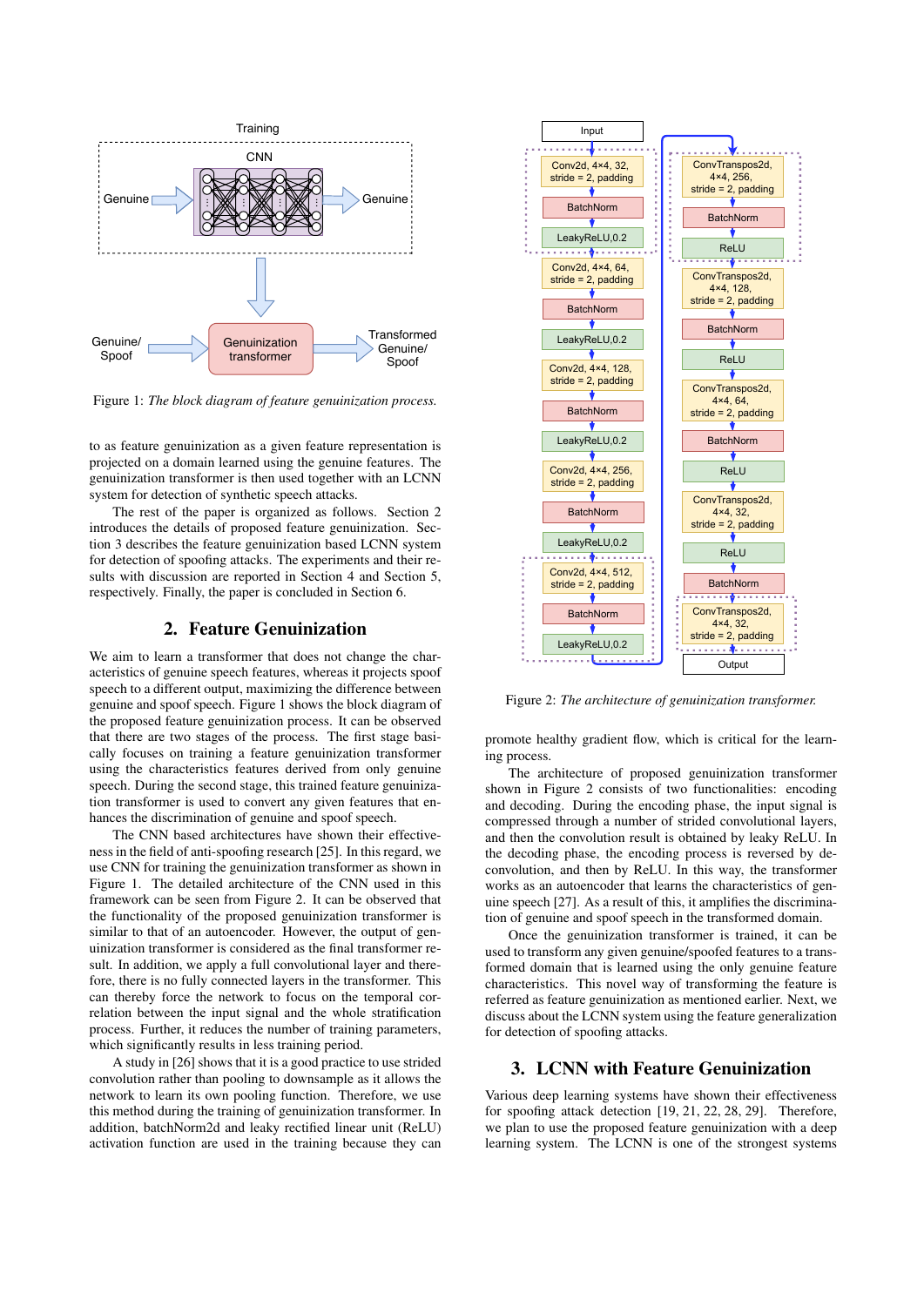Figure 1: *The block diagram of feature genuinization process.*

to as feature genuinization as a given feature representation is projected on a domain learned using the genuine features. The genuinization transformer is then used together with an LCNN system for detection of synthetic speech attacks.

The rest of the paper is organized as follows. Section 2 introduces the details of proposed feature genuinization. Section 3 describes the feature genuinization based LCNN system for detection of spoofing attacks. The experiments and their results with discussion are reported in Section 4 and Section 5, respectively. Finally, the paper is concluded in Section 6.

## 2. Feature Genuinization

We aim to learn a transformer that does not change the characteristics of genuine speech features, whereas it projects spoof speech to a different output, maximizing the difference between genuine and spoof speech. Figure 1 shows the block diagram of the proposed feature genuinization process. It can be observed that there are two stages of the process. The first stage basically focuses on training a feature genuinization transformer using the characteristics features derived from only genuine speech. During the second stage, this trained feature genuinization transformer is used to convert any given features that enhances the discrimination of genuine and spoof speech.

The CNN based architectures have shown their effectiveness in the field of anti-spoofing research [25]. In this regard, we use CNN for training the genuinization transformer as shown in Figure 1. The detailed architecture of the CNN used in this framework can be seen from Figure 2. It can be observed that the functionality of the proposed genuinization transformer is similar to that of an autoencoder. However, the output of genuinization transformer is considered as the final transformer result. In addition, we apply a full convolutional layer and therefore, there is no fully connected layers in the network. This can thereby force the network to focus on the temporal correlation between the input signal and the whole stratification process. Further, it reduces the number of training parameters, which significantly results in less training period.

A study in [26] shows that it is a good practice to use strided convolution rather than pooling to downsample as it allows the network to learn its own pooling function. Therefore, we use this method during the training of genuinization transformer. In addition, batchNorm2d and leaky rectified linear unit (ReLU) activation function are used in the training because they can promote healthy gradient flow, which is critical for the learning process.

Figure 2: *The architecture of genuinization transformer.*

The architecture of proposed genuinization transformer shown in Figure 2 consists of two functionalities: encoding and decoding. During the encoding phase, the input signal is compressed through a number of strided convolutional layers, and then the convolution result is obtained by leaky ReLU. In the decoding phase, the encoding process is reversed by deconvolution, and then by ReLU. In this way, the transformer works as an autoencoder that learns the characteristics of genuine speech [27]. As a result of this, it amplifies the discrimination of genuine and spoof speech in the transformed domain.

Once the genuinization transformer is trained, it can be used to transform any given genuine/spoofed features to a transformed domain that is learned using the only genuine feature characteristics. This novel way of transforming the feature is referred as feature genuinization as mentioned earlier. Next, we discuss about the LCNN system using the feature generalization for detection of spoofing attacks.

## 3. LCNN with Feature Genuinization

Various deep learning systems have shown their effectiveness for spoofing attack detection [19, 21, 22, 28, 29]. Therefore, we plan to use the proposed feature genuinization with a deep learning system. The LCNN is one of the strongest systems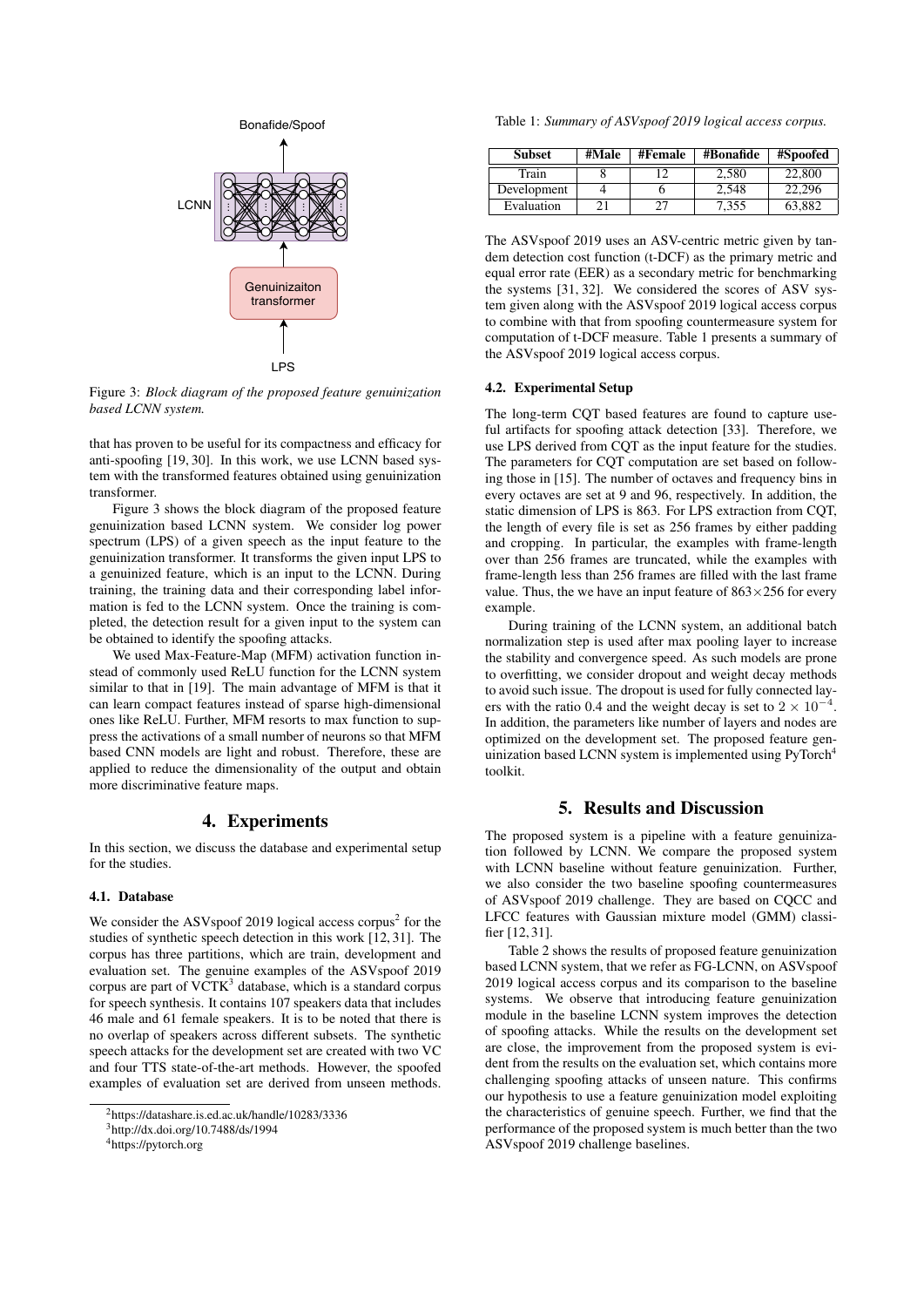Figure 3: *Block diagram of the proposed feature genuinization based LCNN system.*

that has proven to be useful for its compactness and efficacy for anti-spoofing [19, 30]. In this work, we use LCNN based system with the transformed features obtained using genuinization transformer.

Figure 3 shows the block diagram of the proposed feature genuinization based LCNN system. We consider log power spectrum (LPS) of a given speech as the input feature to the genuinization transformer. It transforms the given input LPS to a genuinized feature, which is an input to the LCNN. During training, the training data and their corresponding label information is fed to the LCNN system. Once the training is completed, the detection result for a given input to the system can be obtained to identify the spoofing attacks.

We used Max-Feature-Map (MFM) activation function instead of commonly used ReLU function for the LCNN system similar to that in [19]. The main advantage of MFM is that it can learn compact features instead of sparse high-dimensional ones like ReLU. Further, MFM resorts to max function to suppress the activations of a small number of neurons so that MFM based CNN models are light and robust. Therefore, these are applied to reduce the dimensionality of the output and obtain more discriminative feature maps.

## 4. Experiments

In this section, we discuss the database and experimental setup for the studies.

### 4.1. Database

We consider the ASVspoof 2019 logical access corpus[2] for the studies of synthetic speech detection in this work [12, 31]. The corpus has three partitions, which are train, development and evaluation set. The genuine examples of the ASVspoof 2019 corpus are part of VCTK[3] database, which is a standard corpus for speech synthesis. It contains 107 speakers data that includes 46 male and 61 female speakers. It is to be noted that there is no overlap of speakers across different subsets. The synthetic speech attacks for the development set are created with two VC and four TTS state-of-the-art methods. However, the spoofed examples of evaluation set are derived from unseen methods.

Table 1: *Summary of ASVspoof 2019 logical access corpus.*

| Subset | #Male | #Female | #Bonafide | #Spoofed |
|---|---|---|---|---|
| Train | 8 | 12 | 2,580 | 22,800 |
| Development | 4 | 6 | 2,548 | 22,296 |
| Evaluation | 21 | 27 | 7,355 | 63,882 |

The ASVspoof 2019 uses an ASV-centric metric given by tandem detection cost function (t-DCF) as the primary metric and equal error rate (EER) as a secondary metric for benchmarking the systems [31, 32]. We considered the scores of ASV system given along with the ASVspoof 2019 logical access corpus to combine with that from spoofing countermeasure system for computation of t-DCF measure. Table 1 presents a summary of the ASVspoof 2019 logical access corpus.

### 4.2. Experimental Setup

The long-term CQT based features are found to capture useful artifacts for spoofing attack detection [33]. Therefore, we use LPS derived from CQT as the input feature for the studies. The parameters for CQT computation are set based on following those in [15]. The number of octaves and frequency bins in every octaves are set at 9 and 96, respectively. In addition, the static dimension of LPS is 863. For LPS extraction from CQT, the length of every file is set as 256 frames by either padding and cropping. In particular, the examples with frame-length over than 256 frames are truncated, while the examples with frame-length less than 256 frames are filled with the last frame value. Thus, the we have an input feature of $863 \times 256$ for every example.

During training of the LCNN system, an additional batch normalization step is used after max pooling layer to increase the stability and convergence speed. As such models are prone to overfitting, we consider dropout and weight decay methods to avoid such issue. The dropout is used for fully connected layers with the ratio 0.4 and the weight decay is set to $2 \times 10^{-4}$. In addition, the parameters like number of layers and nodes are optimized on the development set. The proposed feature genuinization based LCNN system is implemented using PyTorch[4] toolkit.

## 5. Results and Discussion

The proposed system is a pipeline with a feature genuinization followed by LCNN. We compare the proposed system with LCNN baseline without feature genuinization. Further, we also consider the two baseline spoofing countermeasures of ASVspoof 2019 challenge. They are based on CQCC and LFCC features with Gaussian mixture model (GMM) classifier [12, 31].

Table 2 shows the results of proposed feature genuinization based LCNN system, that we refer as FG-LCNN, on ASVspoof 2019 logical access corpus and its comparison to the baseline systems. We observe that introducing feature genuinization module in the baseline LCNN system improves the detection of spoofing attacks. While the results on the development set are close, the improvement from the proposed system is evident from the results on the evaluation set, which contains more challenging spoofing attacks of unseen nature. This confirms our hypothesis to use a feature genuinization model exploiting the characteristics of genuine speech. Further, we find that the performance of the proposed system is much better than the two ASVspoof 2019 challenge baselines.

[2] https://datashare.is.ed.ac.uk/handle/10283/3336
[3] http://dx.doi.org/10.7488/ds/1994
[4] https://pytorch.org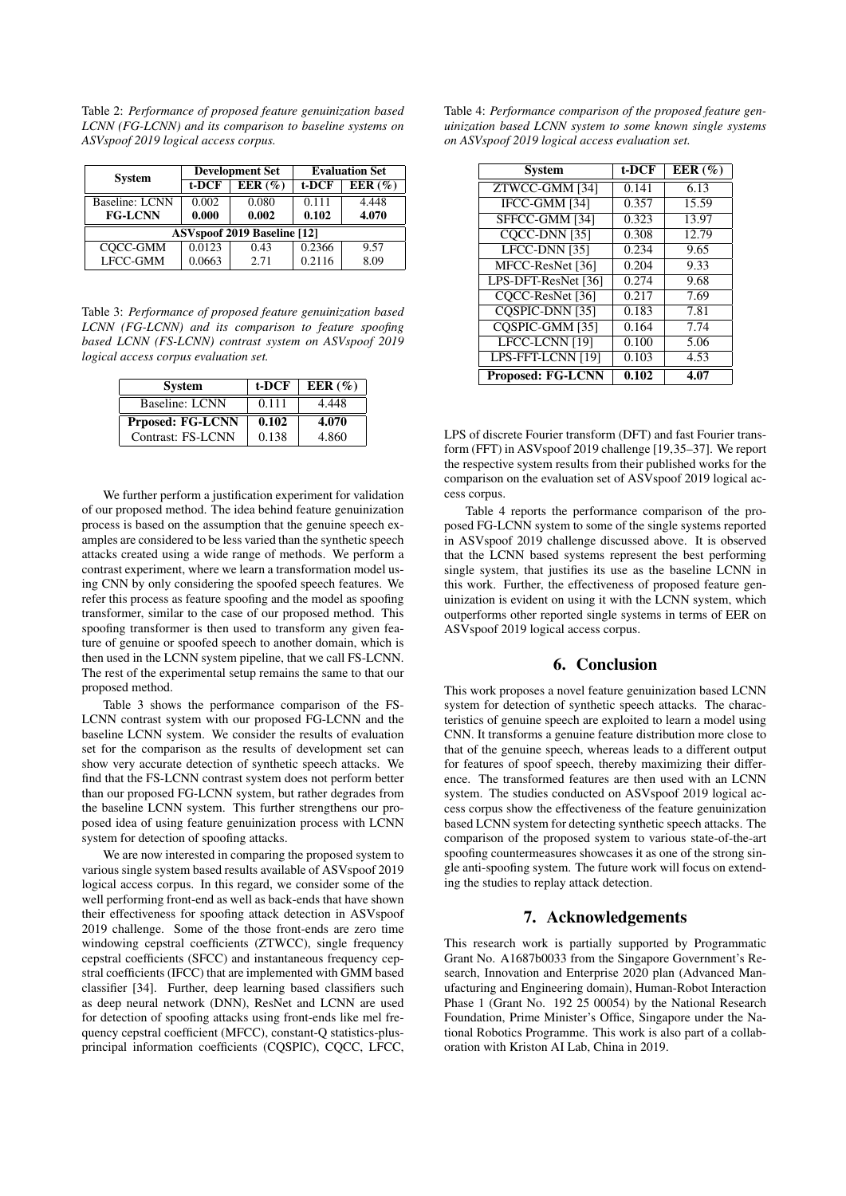Table 2: *Performance of proposed feature genuinization based LCNN (FG-LCNN) and its comparison to baseline systems on ASVspoof 2019 logical access corpus.*

| System | Development Set | | Evaluation Set | |
|---|---|---|---|---|
| | t-DCF | EER (%) | t-DCF | EER (%) |
| Baseline: LCNN | 0.002 | 0.080 | 0.111 | 4.448 |
| **FG-LCNN** | **0.000** | **0.002** | **0.102** | **4.070** |
| **ASVspoof 2019 Baseline [12]** | | | | |
| CQCC-GMM | 0.0123 | 0.43 | 0.2366 | 9.57 |
| LFCC-GMM | 0.0663 | 2.71 | 0.2116 | 8.09 |

Table 3: *Performance of proposed feature genuinization based LCNN (FG-LCNN) and its comparison to feature spoofing based LCNN (FS-LCNN) contrast system on ASVspoof 2019 logical access corpus evaluation set.*

| System | t-DCF | EER (%) |
|---|---|---|
| Baseline: LCNN | 0.111 | 4.448 |
| **Prpsoed: FG-LCNN** | **0.102** | **4.070** |
| Contrast: FS-LCNN | 0.138 | 4.860 |

We further perform a justification experiment for validation of our proposed method. The idea behind feature genuinization process is based on the assumption that the genuine speech examples are considered to be less varied than the synthetic speech attacks created using a wide range of methods. We perform a contrast experiment, where we learn a transformation model using CNN by only considering the spoofed speech features. We refer this process as feature spoofing and the model as spoofing transformer, similar to the case of our proposed method. This spoofing transformer is then used to transform any given feature of genuine or spoofed speech to another domain, which is then used in the LCNN system pipeline, that we call FS-LCNN. The rest of the experimental setup remains the same to that our proposed method.

Table 3 shows the performance comparison of the FS-LCNN contrast system with our proposed FG-LCNN and the baseline LCNN system. We consider the results of evaluation set for the comparison as the results of development set can show very accurate detection of synthetic speech attacks. We find that the FS-LCNN contrast system does not perform better than our proposed FG-LCNN system, but rather degrades from the baseline LCNN system. This further strengthens our proposed idea of using feature genuinization process with LCNN system for detection of spoofing attacks.

We are now interested in comparing the proposed system to various single system based results available of ASVspoof 2019 logical access corpus. In this regard, we consider some of the well performing front-end as well as back-ends that have shown their effectiveness for spoofing attack detection in ASVspoof 2019 challenge. Some of the those front-ends are zero time windowing cepstral coefficients (ZTWCC), single frequency cepstral coefficients (SFCC) and instantaneous frequency cepstral coefficients (IFCC) that are implemented with GMM based classifier [34]. Further, deep learning based classifiers such as deep neural network (DNN), ResNet and LCNN are used for detection of spoofing attacks using front-ends like mel frequency cepstral coefficient (MFCC), constant-Q statistics-plus-principal information coefficients (CQSPIC), CQCC, LFCC, LPS of discrete Fourier transform (DFT) and fast Fourier transform (FFT) in ASVspoof 2019 challenge [19,35–37]. We report the respective system results from their published works for the comparison on the evaluation set of ASVspoof 2019 logical access corpus.

Table 4: *Performance comparison of the proposed feature genuinization based LCNN system to some known single systems on ASVspoof 2019 logical access evaluation set.*

| System | t-DCF | EER (%) |
|---|---|---|
| ZTWCC-GMM [34] | 0.141 | 6.13 |
| IFCC-GMM [34] | 0.357 | 15.59 |
| SFFCC-GMM [34] | 0.323 | 13.97 |
| CQCC-DNN [35] | 0.308 | 12.79 |
| LFCC-DNN [35] | 0.234 | 9.65 |
| MFCC-ResNet [36] | 0.204 | 9.33 |
| LPS-DFT-ResNet [36] | 0.274 | 9.68 |
| CQCC-ResNet [36] | 0.217 | 7.69 |
| CQSPIC-DNN [35] | 0.183 | 7.81 |
| CQSPIC-GMM [35] | 0.164 | 7.74 |
| LFCC-LCNN [19] | 0.100 | 5.06 |
| LPS-FFT-LCNN [19] | 0.103 | 4.53 |
| **Proposed: FG-LCNN** | **0.102** | **4.07** |

Table 4 reports the performance comparison of the proposed FG-LCNN system to some of the single systems reported in ASVspoof 2019 challenge discussed above. It is observed that the LCNN based systems represent the best performing single system, that justifies its use as the baseline LCNN in this work. Further, the effectiveness of proposed feature genuinization is evident on using it with the LCNN system, which outperforms other reported single systems in terms of EER on ASVspoof 2019 logical access corpus.

## 6. Conclusion

This work proposes a novel feature genuinization based LCNN system for detection of synthetic speech attacks. The characteristics of genuine speech are exploited to learn a model using CNN. It transforms a genuine feature distribution more close to that of the genuine speech, whereas leads to a different output for features of spoof speech, thereby maximizing their difference. The transformed features are then used with an LCNN system. The studies conducted on ASVspoof 2019 logical access corpus show the effectiveness of the feature genuinization based LCNN system for detecting synthetic speech attacks. The comparison of the proposed system to various state-of-the-art spoofing countermeasures showcases it as one of the strong single anti-spoofing system. The future work will focus on extending the studies to replay attack detection.

## 7. Acknowledgements

This research work is partially supported by Programmatic Grant No. A1687b0033 from the Singapore Government's Research, Innovation and Enterprise 2020 plan (Advanced Manufacturing and Engineering domain), Human-Robot Interaction Phase 1 (Grant No. 192 25 00054) by the National Research Foundation, Prime Minister's Office, Singapore under the National Robotics Programme. This work is also part of a collaboration with Kriston AI Lab, China in 2019.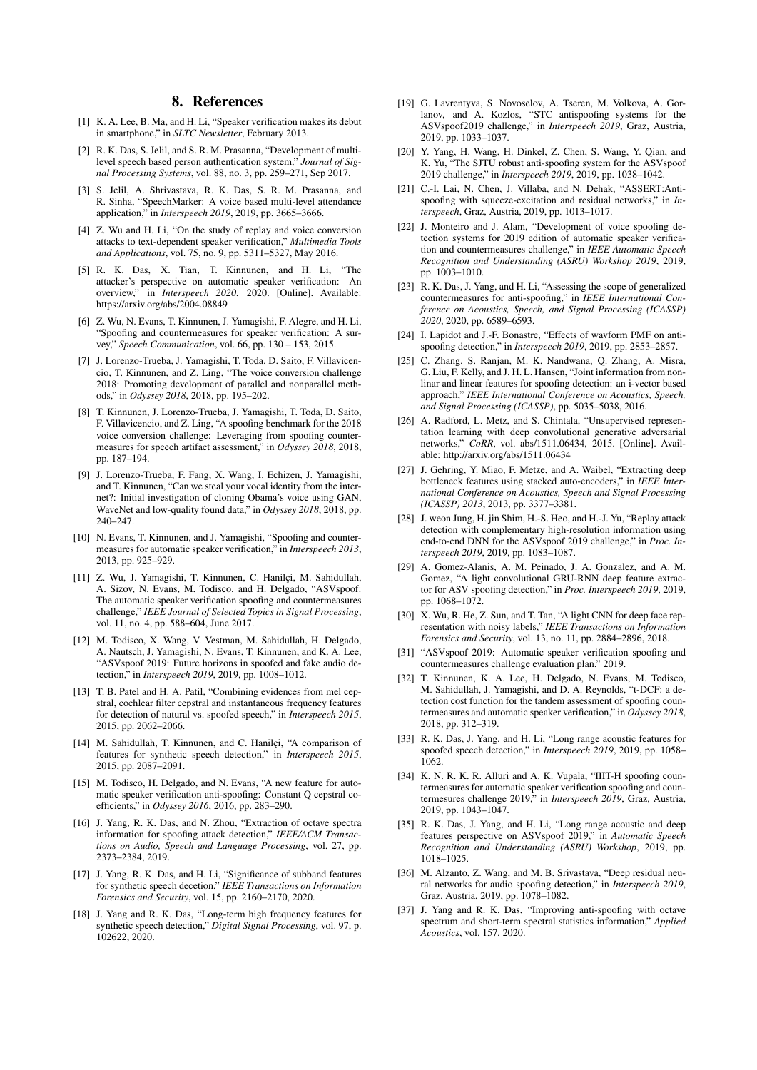## 8. References

[1] K. A. Lee, B. Ma, and H. Li, "Speaker verification makes its debut in smartphone," in *SLTC Newsletter*, February 2013.

[2] R. K. Das, S. Jelil, and S. R. M. Prasanna, "Development of multi-level speech based person authentication system," *Journal of Signal Processing Systems*, vol. 88, no. 3, pp. 259–271, Sep 2017.

[3] S. Jelil, A. Shrivastava, R. K. Das, S. R. M. Prasanna, and R. Sinha, "SpeechMarker: A voice based multi-level attendance application," in *Interspeech 2019*, 2019, pp. 3665–3666.

[4] Z. Wu and H. Li, "On the study of replay and voice conversion attacks to text-dependent speaker verification," *Multimedia Tools and Applications*, vol. 75, no. 9, pp. 5311–5327, May 2016.

[5] R. K. Das, X. Tian, T. Kinnunen, and H. Li, "The attacker's perspective on automatic speaker verification: An overview," in *Interspeech 2020*, 2020. [Online]. Available: https://arxiv.org/abs/2004.08849

[6] Z. Wu, N. Evans, T. Kinnunen, J. Yamagishi, F. Alegre, and H. Li, "Spoofing and countermeasures for speaker verification: A survey," *Speech Communication*, vol. 66, pp. 130 – 153, 2015.

[7] J. Lorenzo-Trueba, J. Yamagishi, T. Toda, D. Saito, F. Villavicencio, T. Kinnunen, and Z. Ling, "The voice conversion challenge 2018: Promoting development of parallel and nonparallel methods," in *Odyssey 2018*, 2018, pp. 195–202.

[8] T. Kinnunen, J. Lorenzo-Trueba, J. Yamagishi, T. Toda, D. Saito, F. Villavicencio, and Z. Ling, "A spoofing benchmark for the 2018 voice conversion challenge: Leveraging from spoofing countermeasures for speech artifact assessment," in *Odyssey 2018*, 2018, pp. 187–194.

[9] J. Lorenzo-Trueba, F. Fang, X. Wang, I. Echizen, J. Yamagishi, and T. Kinnunen, "Can we steal your vocal identity from the internet?: Initial investigation of cloning Obama's voice using GAN, WaveNet and low-quality found data," in *Odyssey 2018*, 2018, pp. 240–247.

[10] N. Evans, T. Kinnunen, and J. Yamagishi, "Spoofing and countermeasures for automatic speaker verification," in *Interspeech 2013*, 2013, pp. 925–929.

[11] Z. Wu, J. Yamagishi, T. Kinnunen, C. Hanilçi, M. Sahidullah, A. Sizov, N. Evans, M. Todisco, and H. Delgado, "ASVspoof: The automatic speaker verification spoofing and countermeasures challenge," *IEEE Journal of Selected Topics in Signal Processing*, vol. 11, no. 4, pp. 588–604, June 2017.

[12] M. Todisco, X. Wang, V. Vestman, M. Sahidullah, H. Delgado, A. Nautsch, J. Yamagishi, N. Evans, T. Kinnunen, and K. A. Lee, "ASVspoof 2019: Future horizons in spoofed and fake audio detection," in *Interspeech 2019*, 2019, pp. 1008–1012.

[13] T. B. Patel and H. A. Patil, "Combining evidences from mel cepstral, cochlear filter cepstral and instantaneous frequency features for detection of natural vs. spoofed speech," in *Interspeech 2015*, 2015, pp. 2062–2066.

[14] M. Sahidullah, T. Kinnunen, and C. Hanilçi, "A comparison of features for synthetic speech detection," in *Interspeech 2015*, 2015, pp. 2087–2091.

[15] M. Todisco, H. Delgado, and N. Evans, "A new feature for automatic speaker verification anti-spoofing: Constant Q cepstral coefficients," in *Odyssey 2016*, 2016, pp. 283–290.

[16] J. Yang, R. K. Das, and N. Zhou, "Extraction of octave spectra information for spoofing attack detection," *IEEE/ACM Transactions on Audio, Speech and Language Processing*, vol. 27, pp. 2373–2384, 2019.

[17] J. Yang, R. K. Das, and H. Li, "Significance of subband features for synthetic speech decetion," *IEEE Transactions on Information Forensics and Security*, vol. 15, pp. 2160–2170, 2020.

[18] J. Yang and R. K. Das, "Long-term high frequency features for synthetic speech detection," *Digital Signal Processing*, vol. 97, p. 102622, 2020.

[19] G. Lavrentyva, S. Novoselov, E. Malykh, A. Tseren, M. Volkova, A. Gorlanov, and A. Kozlos, "STC antispoofing systems for the ASVspoof2019 challenge," in *Interspeech 2019*, Graz, Austria, 2019, pp. 1033–1037.

[20] Y. Yang, H. Wang, H. Dinkel, Z. Chen, S. Wang, Y. Qian, and K. Yu, "The SJTU robust anti-spoofing system for the ASVspoof 2019 challenge," in *Interspeech 2019*, 2019, pp. 1038–1042.

[21] C.-I. Lai, N. Chen, J. Villaba, and N. Dehak, "ASSERT:Anti-spoofing with squeeze-excitation and residual networks," in *Interspeech*, Graz, Austria, 2019, pp. 1013–1017.

[22] J. Monteiro and J. Alam, "Development of voice spoofing detection systems for 2019 edition of automatic speaker verification and countermeasures challenge," in *IEEE Automatic Speech Recognition and Understanding (ASRU) Workshop 2019*, 2019, pp. 1003–1010.

[23] R. K. Das, J. Yang, and H. Li, "Assessing the scope of generalized countermeasures for anti-spoofing," in *IEEE International Conference on Acoustics, Speech, and Signal Processing (ICASSP) 2020*, 2020, pp. 6589–6593.

[24] I. Lapidot and J.-F. Bonastre, "Effects of wavform PMF on anti-spoofing detection," in *Interspeech 2019*, 2019, pp. 2853–2857.

[25] C. Zhang, S. Ranjan, M. K. Nandwana, Q. Zhang, A. Misra, G. Liu, F. Kelly, and J. H. L. Hansen, "Joint information from nonlinar and linear features for spoofing detection: an i-vector based approach," *IEEE International Conference on Acoustics, Speech, and Signal Processing (ICASSP)*, pp. 5035–5038, 2016.

[26] A. Radford, L. Metz, and S. Chintala, "Unsupervised representation learning with deep convolutional generative adversarial networks," *CoRR*, vol. abs/1511.06434, 2015. [Online]. Available: http://arxiv.org/abs/1511.06434

[27] J. Gehring, Y. Miao, F. Metze, and A. Waibel, "Extracting deep bottleneck features using stacked auto-encoders," in *IEEE International Conference on Acoustics, Speech and Signal Processing (ICASSP) 2013*, 2013, pp. 3377–3381.

[28] J. weon Jung, H. jin Shim, H.-S. Heo, and H.-J. Yu, "Replay attack detection with complementary high-resolution information using end-to-end DNN for the ASVspoof 2019 challenge," in *Proc. Interspeech 2019*, 2019, pp. 1083–1087.

[29] A. Gomez-Alanis, A. M. Peinado, J. A. Gonzalez, and A. M. Gomez, "A light convolutional GRU-RNN deep feature extractor for ASV spoofing detection," in *Proc. Interspeech 2019*, 2019, pp. 1068–1072.

[30] X. Wu, R. He, Z. Sun, and T. Tan, "A light CNN for deep face representation with noisy labels," *IEEE Transactions on Information Forensics and Security*, vol. 13, no. 11, pp. 2884–2896, 2018.

[31] "ASVspoof 2019: Automatic speaker verification spoofing and countermeasures challenge evaluation plan," 2019.

[32] T. Kinnunen, K. A. Lee, H. Delgado, N. Evans, M. Todisco, M. Sahidullah, J. Yamagishi, and D. A. Reynolds, "t-DCF: a detection cost function for the tandem assessment of spoofing countermeasures and automatic speaker verification," in *Odyssey 2018*, 2018, pp. 312–319.

[33] R. K. Das, J. Yang, and H. Li, "Long range acoustic features for spoofed speech detection," in *Interspeech 2019*, 2019, pp. 1058–1062.

[34] K. N. R. K. R. Alluri and A. K. Vupala, "IIIT-H spoofing countermeasures for automatic speaker verification spoofing and countermesures challenge 2019," in *Interspeech 2019*, Graz, Austria, 2019, pp. 1043–1047.

[35] R. K. Das, J. Yang, and H. Li, "Long range acoustic and deep features perspective on ASVspoof 2019," in *Automatic Speech Recognition and Understanding (ASRU) Workshop*, 2019, pp. 1018–1025.

[36] M. Alzanto, Z. Wang, and M. B. Srivastava, "Deep residual neural networks for audio spoofing detection," in *Interspeech 2019*, Graz, Austria, 2019, pp. 1078–1082.

[37] J. Yang and R. K. Das, "Improving anti-spoofing with octave spectrum and short-term spectral statistics information," *Applied Acoustics*, vol. 157, 2020.